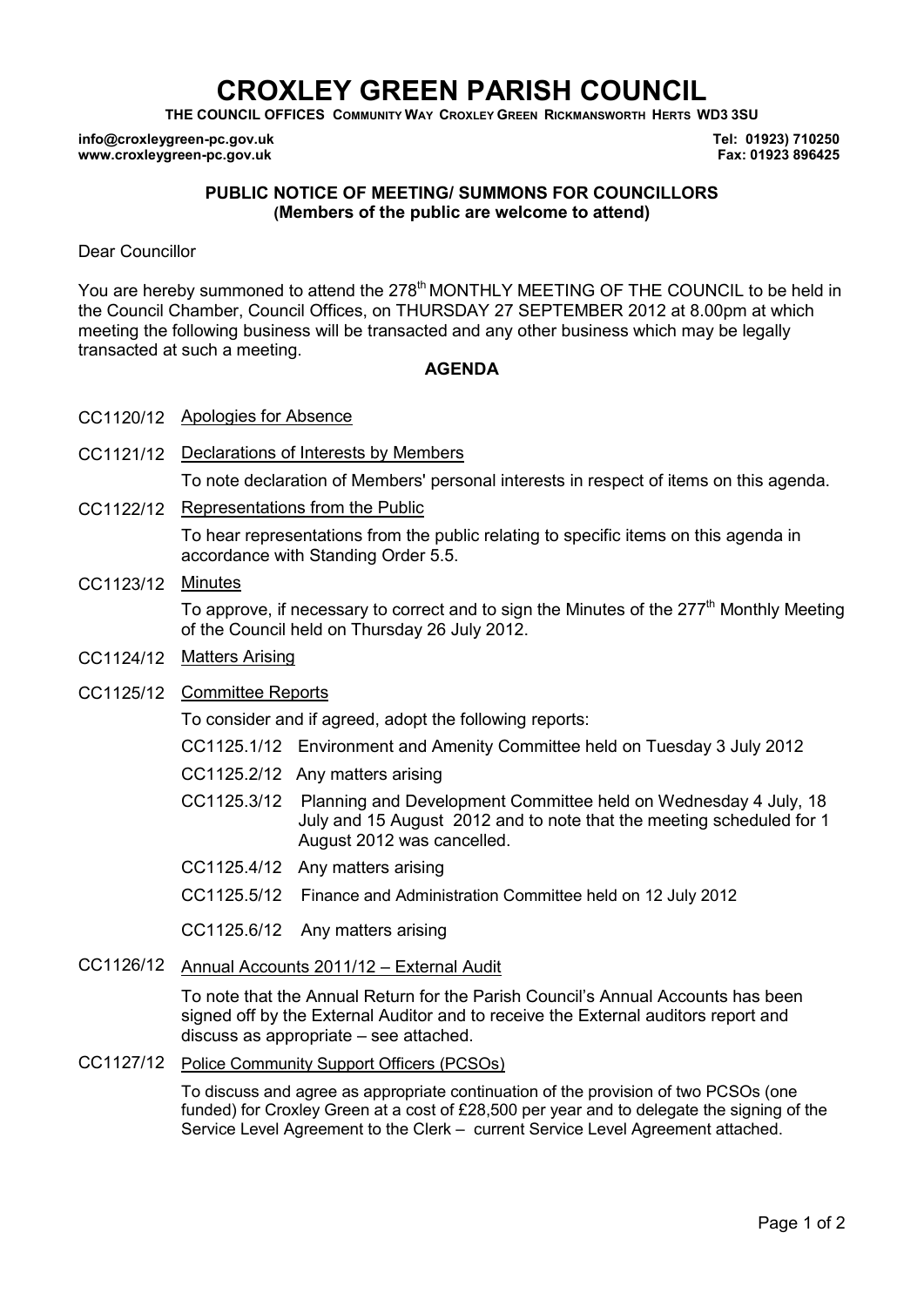# CROXLEY GREEN PARISH COUNCIL

**THE COUNCIL OFFICES COMMUNITY WAY CROXLEY GREEN RICKMANSWORTH HERTS WD3 3SU**

**info@croxleygreen-pc.gov.uk** **Tel: 01923) 710250**
**www.croxleygreen-pc.gov.uk** **Fax: 01923 896425**

**PUBLIC NOTICE OF MEETING/ SUMMONS FOR COUNCILLORS**
**(Members of the public are welcome to attend)**

Dear Councillor

You are hereby summoned to attend the 278th MONTHLY MEETING OF THE COUNCIL to be held in the Council Chamber, Council Offices, on THURSDAY 27 SEPTEMBER 2012 at 8.00pm at which meeting the following business will be transacted and any other business which may be legally transacted at such a meeting.

**AGENDA**

CC1120/12 Apologies for Absence

CC1121/12 Declarations of Interests by Members

To note declaration of Members' personal interests in respect of items on this agenda.

CC1122/12 Representations from the Public

To hear representations from the public relating to specific items on this agenda in accordance with Standing Order 5.5.

CC1123/12 Minutes

To approve, if necessary to correct and to sign the Minutes of the 277th Monthly Meeting of the Council held on Thursday 26 July 2012.

CC1124/12 Matters Arising

CC1125/12 Committee Reports

To consider and if agreed, adopt the following reports:

- CC1125.1/12 Environment and Amenity Committee held on Tuesday 3 July 2012
- CC1125.2/12 Any matters arising
- CC1125.3/12 Planning and Development Committee held on Wednesday 4 July, 18 July and 15 August 2012 and to note that the meeting scheduled for 1 August 2012 was cancelled.
- CC1125.4/12 Any matters arising
- CC1125.5/12 Finance and Administration Committee held on 12 July 2012
- CC1125.6/12 Any matters arising

CC1126/12 Annual Accounts 2011/12 – External Audit

To note that the Annual Return for the Parish Council's Annual Accounts has been signed off by the External Auditor and to receive the External auditors report and discuss as appropriate – see attached.

CC1127/12 Police Community Support Officers (PCSOs)

To discuss and agree as appropriate continuation of the provision of two PCSOs (one funded) for Croxley Green at a cost of £28,500 per year and to delegate the signing of the Service Level Agreement to the Clerk – current Service Level Agreement attached.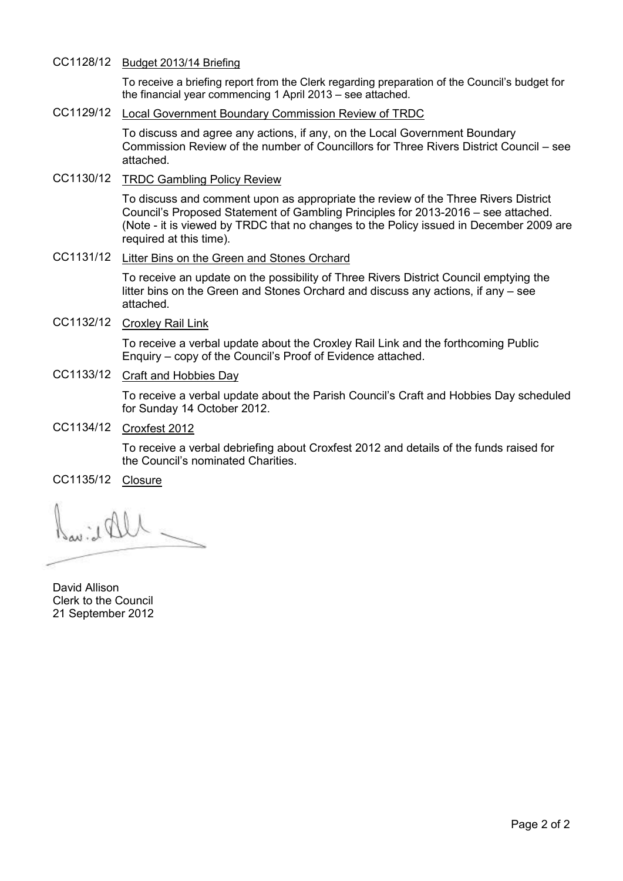CC1128/12 Budget 2013/14 Briefing

To receive a briefing report from the Clerk regarding preparation of the Council's budget for the financial year commencing 1 April 2013 – see attached.

CC1129/12 Local Government Boundary Commission Review of TRDC

To discuss and agree any actions, if any, on the Local Government Boundary Commission Review of the number of Councillors for Three Rivers District Council – see attached.

CC1130/12 TRDC Gambling Policy Review

To discuss and comment upon as appropriate the review of the Three Rivers District Council's Proposed Statement of Gambling Principles for 2013-2016 – see attached. (Note - it is viewed by TRDC that no changes to the Policy issued in December 2009 are required at this time).

CC1131/12 Litter Bins on the Green and Stones Orchard

To receive an update on the possibility of Three Rivers District Council emptying the litter bins on the Green and Stones Orchard and discuss any actions, if any – see attached.

CC1132/12 Croxley Rail Link

To receive a verbal update about the Croxley Rail Link and the forthcoming Public Enquiry – copy of the Council's Proof of Evidence attached.

CC1133/12 Craft and Hobbies Day

To receive a verbal update about the Parish Council's Craft and Hobbies Day scheduled for Sunday 14 October 2012.

CC1134/12 Croxfest 2012

To receive a verbal debriefing about Croxfest 2012 and details of the funds raised for the Council's nominated Charities.

CC1135/12 Closure

David Allison
Clerk to the Council
21 September 2012